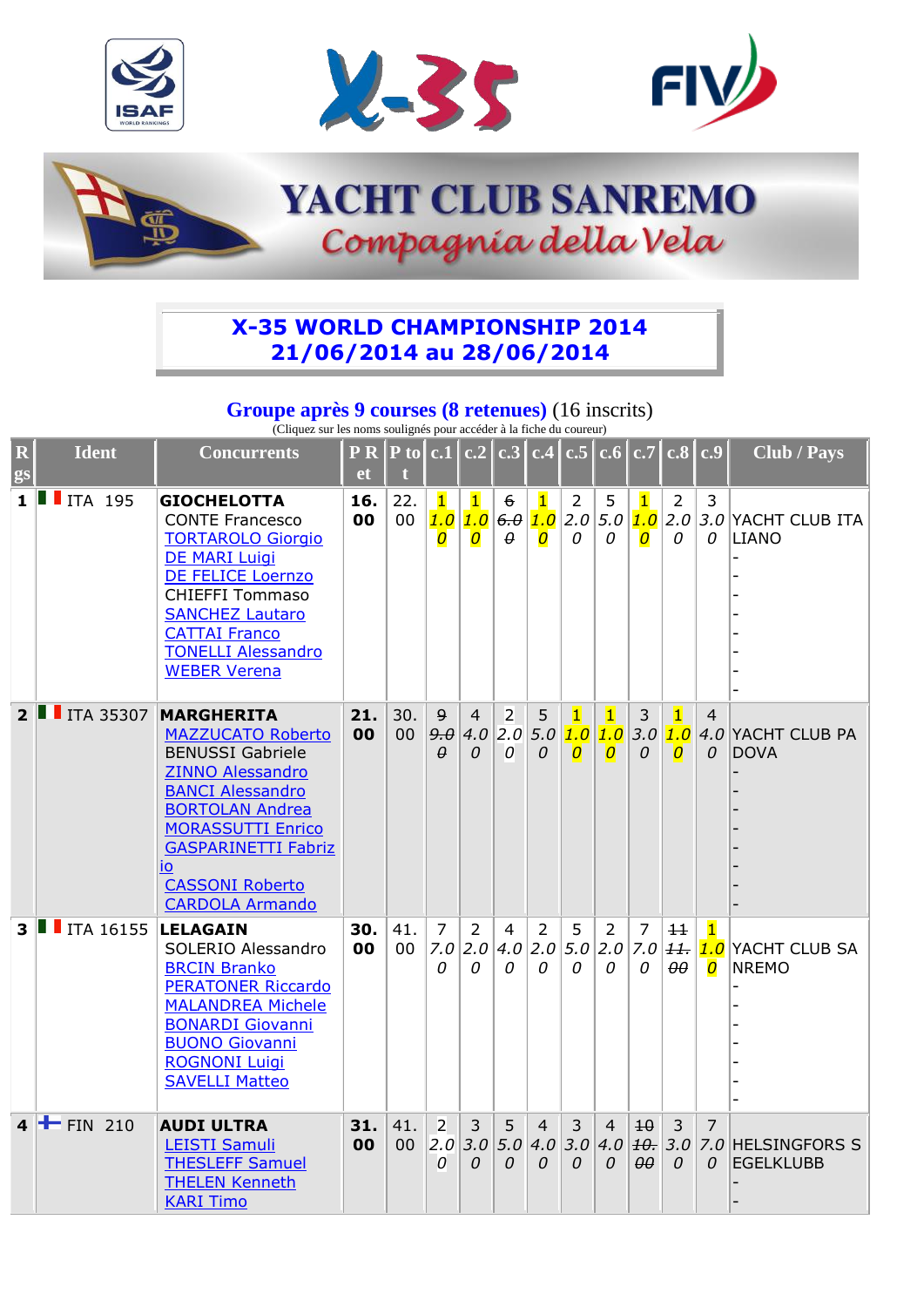# X-35 WORLD CHAMPIONSHIP 2014
## 21/06/2014 au 28/06/2014

**Groupe après 9 courses (8 retenues)** (16 inscrits)

(Cliquez sur les noms soulignés pour accéder à la fiche du coureur)

| Rgs | Ident | Concurrents | P Ret | P tot | c.1 | c.2 | c.3 | c.4 | c.5 | c.6 | c.7 | c.8 | c.9 | Club / Pays |
|---|---|---|---|---|---|---|---|---|---|---|---|---|---|---|
| 1 | ITA 195 | **GIOCHELOTTA**<br>CONTE Francesco<br>TORTAROLO Giorgio<br>DE MARI Luigi<br>DE FELICE Loernzo<br>CHIEFFI Tommaso<br>SANCHEZ Lautaro<br>CATTAI Franco<br>TONELLI Alessandro<br>WEBER Verena | 16.00 | 22.00 | 1<br>1.00 | 1<br>1.00 | ~~6~~<br>~~6.00~~ | 1<br>1.00 | 2<br>2.00 | 5<br>5.00 | 1<br>1.00 | 2<br>2.00 | 3<br>3.00 | YACHT CLUB ITALIANO<br>-<br>-<br>-<br>-<br>-<br>-<br>-<br>- |
| 2 | ITA 35307 | **MARGHERITA**<br>MAZZUCATO Roberto<br>BENUSSI Gabriele<br>ZINNO Alessandro<br>BANCI Alessandro<br>BORTOLAN Andrea<br>MORASSUTTI Enrico<br>GASPARINETTI Fabrizio<br>CASSONI Roberto<br>CARDOLA Armando | 21.00 | 30.00 | ~~9~~<br>~~9.00~~ | 4<br>4.00 | 2<br>2.00 | 5<br>5.00 | 1<br>1.00 | 1<br>1.00 | 3<br>3.00 | 1<br>1.00 | 4<br>4.00 | YACHT CLUB PADOVA<br>-<br>-<br>-<br>-<br>-<br>-<br>-<br>- |
| 3 | ITA 16155 | **LELAGAIN**<br>SOLERIO Alessandro<br>BRCIN Branko<br>PERATONER Riccardo<br>MALANDREA Michele<br>BONARDI Giovanni<br>BUONO Giovanni<br>ROGNONI Luigi<br>SAVELLI Matteo | 30.00 | 41.00 | 7<br>7.00 | 2<br>2.00 | 4<br>4.00 | 2<br>2.00 | 5<br>5.00 | 2<br>2.00 | 7<br>7.00 | ~~11~~<br>~~11.00~~ | 1<br>1.00 | YACHT CLUB SANREMO<br>-<br>-<br>-<br>-<br>-<br>-<br>- |
| 4 | FIN 210 | **AUDI ULTRA**<br>LEISTI Samuli<br>THESLEFF Samuel<br>THELEN Kenneth<br>KARI Timo | 31.00 | 41.00 | 2<br>2.00 | 3<br>3.00 | 5<br>5.00 | 4<br>4.00 | 3<br>3.00 | 4<br>4.00 | ~~10~~<br>~~10.00~~ | 3<br>3.00 | 7<br>7.00 | HELSINGFORS SEGELKLUBB<br>-<br>- |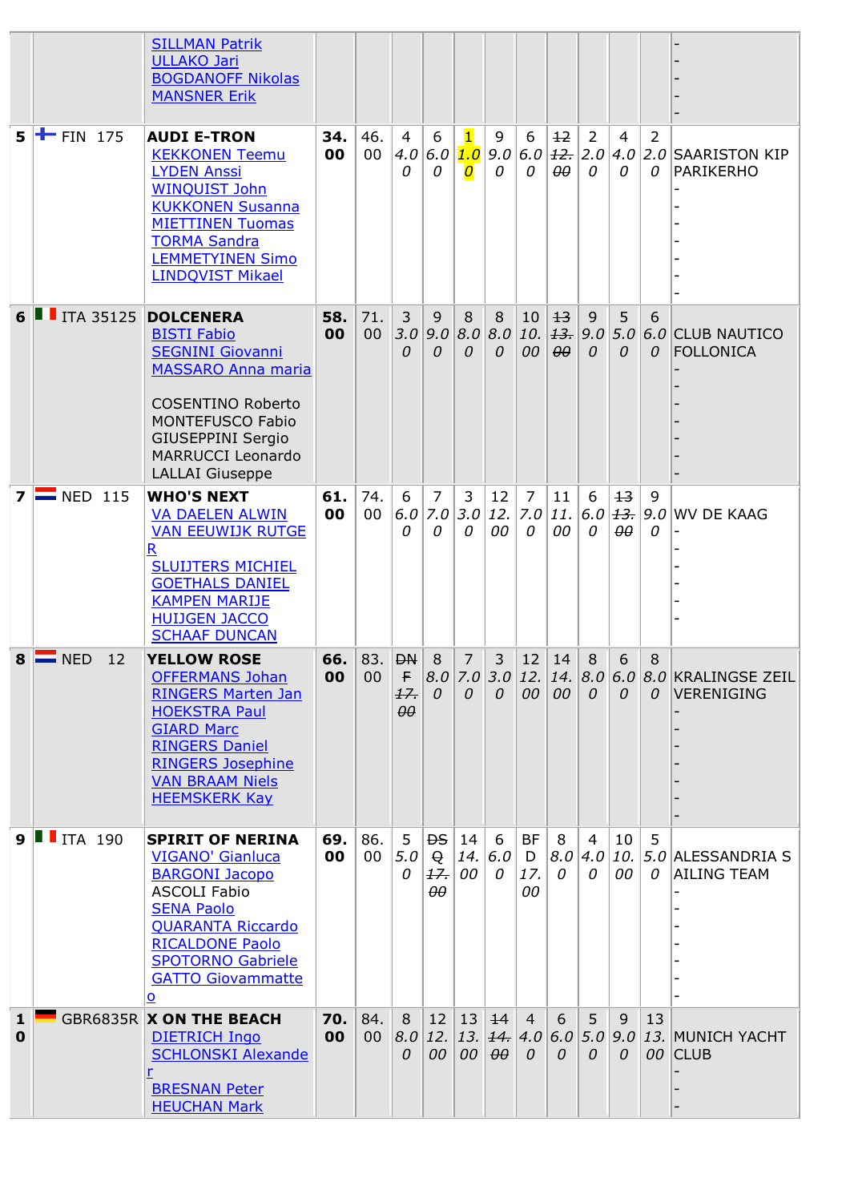| | | | | | | | | | | | | | | | |
|---|---|---|---|---|---|---|---|---|---|---|---|---|---|---|---|
| | | SILLMAN Patrik<br>ULLAKO Jari<br>BOGDANOFF Nikolas<br>MANSNER Erik | | | | | | | | | | | | | -<br>-<br>-<br>- |
| 5 | FIN 175 | **AUDI E-TRON**<br>KEKKONEN Teemu<br>LYDEN Anssi<br>WINQUIST John<br>KUKKONEN Susanna<br>MIETTINEN Tuomas<br>TORMA Sandra<br>LEMMETYINEN Simo<br>LINDQVIST Mikael | **34.00** | 46.00 | 4<br>*4.00* | 6<br>*6.00* | 1<br>*1.00* | 9<br>*9.00* | 6<br>*6.00* | ~~12~~<br>~~*12.00*~~ | 2<br>*2.00* | 4<br>*4.00* | 2<br>*2.00* | SAARISTON KIP PARIKERHO<br>-<br>-<br>-<br>-<br>-<br>-<br>- |
| 6 | ITA 35125 | **DOLCENERA**<br>BISTI Fabio<br>SEGNINI Giovanni<br>MASSARO Anna maria<br><br>COSENTINO Roberto<br>MONTEFUSCO Fabio<br>GIUSEPPINI Sergio<br>MARRUCCI Leonardo<br>LALLAI Giuseppe | **58.00** | 71.00 | 3<br>*3.00* | 9<br>*9.00* | 8<br>*8.00* | 8<br>*8.00* | 10<br>*10.00* | ~~13~~<br>~~*13.00*~~ | 9<br>*9.00* | 5<br>*5.00* | 6<br>*6.00* | CLUB NAUTICO FOLLONICA<br>-<br>-<br>-<br>-<br>-<br>-<br>- |
| 7 | NED 115 | **WHO'S NEXT**<br>VA DAELEN ALWIN<br>VAN EEUWIJK RUTGER<br>SLUIJTERS MICHIEL<br>GOETHALS DANIEL<br>KAMPEN MARIJE<br>HUIJGEN JACCO<br>SCHAAF DUNCAN | **61.00** | 74.00 | 6<br>*6.00* | 7<br>*7.00* | 3<br>*3.00* | 12<br>*12.00* | 7<br>*7.00* | 11<br>*11.00* | 6<br>*6.00* | ~~13~~<br>~~*13.00*~~ | 9<br>*9.00* | WV DE KAAG<br>-<br>-<br>-<br>-<br>-<br>- |
| 8 | NED 12 | **YELLOW ROSE**<br>OFFERMANS Johan<br>RINGERS Marten Jan<br>HOEKSTRA Paul<br>GIARD Marc<br>RINGERS Daniel<br>RINGERS Josephine<br>VAN BRAAM Niels<br>HEEMSKERK Kay | **66.00** | 83.00 | ~~DNF~~<br>~~*17.00*~~ | 8<br>*8.00* | 7<br>*7.00* | 3<br>*3.00* | 12<br>*12.00* | 14<br>*14.00* | 8<br>*8.00* | 6<br>*6.00* | 8<br>*8.00* | KRALINGSE ZEIL VERENIGING<br>-<br>-<br>-<br>-<br>-<br>-<br>- |
| 9 | ITA 190 | **SPIRIT OF NERINA**<br>VIGANO' Gianluca<br>BARGONI Jacopo<br>ASCOLI Fabio<br>SENA Paolo<br>QUARANTA Riccardo<br>RICALDONE Paolo<br>SPOTORNO Gabriele<br>GATTO Giovammatteo | **69.00** | 86.00 | 5<br>*5.00* | ~~DSQ~~<br>~~*17.00*~~ | 14<br>*14.00* | 6<br>*6.00* | BFD<br>*17.00* | 8<br>*8.00* | 4<br>*4.00* | 10<br>*10.00* | 5<br>*5.00* | ALESSANDRIA SAILING TEAM<br>-<br>-<br>-<br>-<br>-<br>-<br>- |
| 10 | GBR6835R | **X ON THE BEACH**<br>DIETRICH Ingo<br>SCHLONSKI Alexander<br>BRESNAN Peter<br>HEUCHAN Mark | **70.00** | 84.00 | 8<br>*8.00* | 12<br>*12.00* | 13<br>*13.00* | ~~14~~<br>~~*14.00*~~ | 4<br>*4.00* | 6<br>*6.00* | 5<br>*5.00* | 9<br>*9.00* | 13<br>*13.00* | MUNICH YACHT CLUB<br>-<br>-<br>- |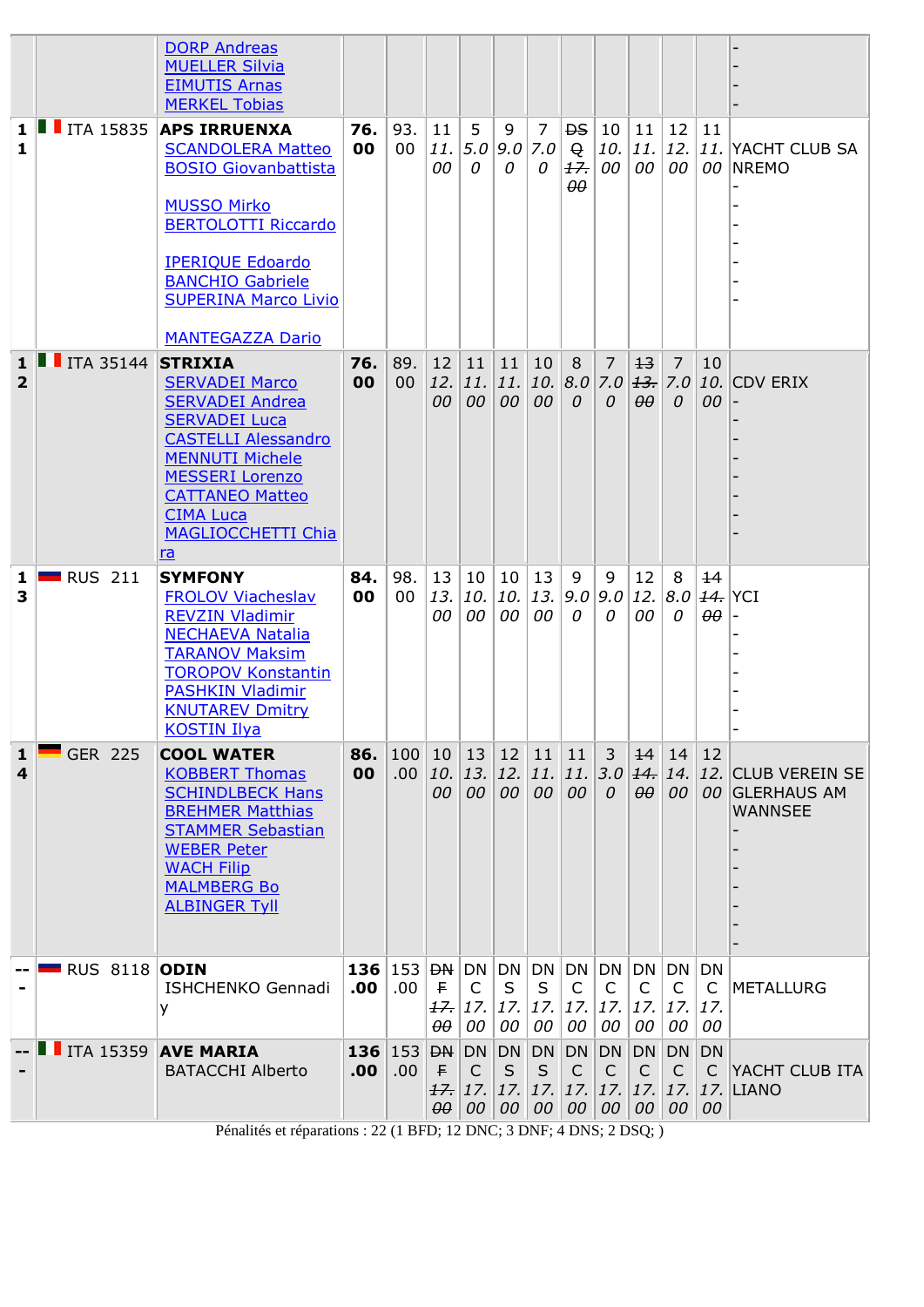| | | | | | | | | | | | | | | | |
|---|---|---|---|---|---|---|---|---|---|---|---|---|---|---|---|
| | | DORP Andreas<br>MUELLER Silvia<br>EIMUTIS Arnas<br>MERKEL Tobias | | | | | | | | | | | | | -<br>-<br>-<br>- |
| 11 | ITA 15835 | **APS IRRUENXA**<br>SCANDOLERA Matteo<br>BOSIO Giovanbattista<br><br>MUSSO Mirko<br>BERTOLOTTI Riccardo<br><br>IPERIQUE Edoardo<br>BANCHIO Gabriele<br>SUPERINA Marco Livio<br><br>MANTEGAZZA Dario | **76.00** | 93.00 | 11<br>*11.00* | 5<br>*5.00* | 9<br>*9.00* | 7<br>*7.00* | ~~DSQ~~<br>~~*17.00*~~ | 10<br>*10.00* | 11<br>*11.00* | 12<br>*12.00* | 11<br>*11.00* | YACHT CLUB SANREMO<br>-<br>-<br>-<br>-<br>-<br>-<br>- |
| 12 | ITA 35144 | **STRIXIA**<br>SERVADEI Marco<br>SERVADEI Andrea<br>SERVADEI Luca<br>CASTELLI Alessandro<br>MENNUTI Michele<br>MESSERI Lorenzo<br>CATTANEO Matteo<br>CIMA Luca<br>MAGLIOCCHETTI Chiara | **76.00** | 89.00 | 12<br>*12.00* | 11<br>*11.00* | 11<br>*11.00* | 10<br>*10.00* | 8<br>*8.00* | 7<br>*7.00* | ~~13~~<br>~~*13.00*~~ | 7<br>*7.00* | 10<br>*10.00* | CDV ERIX<br>-<br>-<br>-<br>-<br>-<br>-<br>-<br>- |
| 13 | RUS 211 | **SYMFONY**<br>FROLOV Viacheslav<br>REVZIN Vladimir<br>NECHAEVA Natalia<br>TARANOV Maksim<br>TOROPOV Konstantin<br>PASHKIN Vladimir<br>KNUTAREV Dmitry<br>KOSTIN Ilya | **84.00** | 98.00 | 13<br>*13.00* | 10<br>*10.00* | 10<br>*10.00* | 13<br>*13.00* | 9<br>*9.00* | 9<br>*9.00* | 12<br>*12.00* | 8<br>*8.00* | ~~14~~<br>~~*14.00*~~ | YCI<br>-<br>-<br>-<br>-<br>-<br>-<br>- |
| 14 | GER 225 | **COOL WATER**<br>KOBBERT Thomas<br>SCHINDLBECK Hans<br>BREHMER Matthias<br>STAMMER Sebastian<br>WEBER Peter<br>WACH Filip<br>MALMBERG Bo<br>ALBINGER Tyll | **86.00** | 100.00 | 10<br>*10.00* | 13<br>*13.00* | 12<br>*12.00* | 11<br>*11.00* | 11<br>*11.00* | 3<br>*3.00* | ~~14~~<br>~~*14.00*~~ | 14<br>*14.00* | 12<br>*12.00* | CLUB VEREIN SEGLERHAUS AM WANNSEE<br>-<br>-<br>-<br>-<br>-<br>-<br>- |
| --- | RUS 8118 | **ODIN**<br>ISHCHENKO Gennadiy | **136.00** | 153.00 | ~~DNF~~<br>~~*17.00*~~ | DNC<br>*17.00* | DNS<br>*17.00* | DNS<br>*17.00* | DNC<br>*17.00* | DNC<br>*17.00* | DNC<br>*17.00* | DNC<br>*17.00* | DNC<br>*17.00* | METALLURG |
| --- | ITA 15359 | **AVE MARIA**<br>BATACCHI Alberto | **136.00** | 153.00 | ~~DNF~~<br>~~*17.00*~~ | DNC<br>*17.00* | DNS<br>*17.00* | DNS<br>*17.00* | DNC<br>*17.00* | DNC<br>*17.00* | DNC<br>*17.00* | DNC<br>*17.00* | DNC<br>*17.00* | YACHT CLUB ITALIANO |

Pénalités et réparations : 22 (1 BFD; 12 DNC; 3 DNF; 4 DNS; 2 DSQ; )